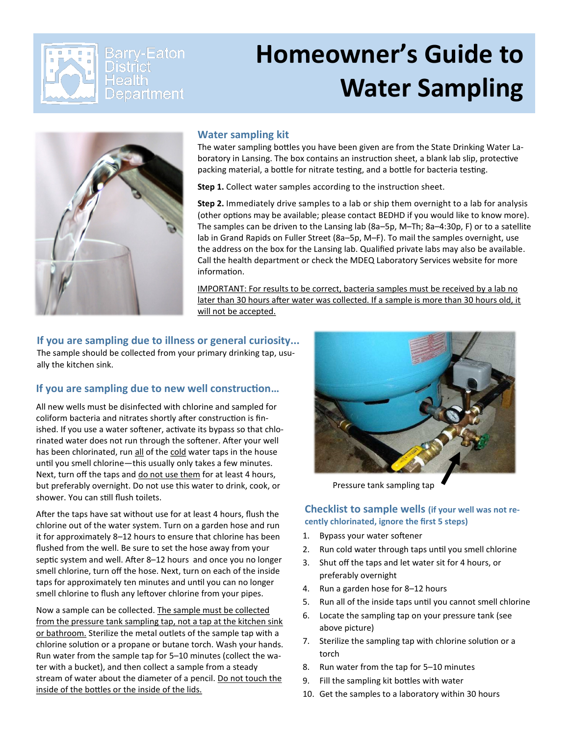Barry-Eaton District Health Department

# Homeowner's Guide to Water Sampling

## Water sampling kit

The water sampling bottles you have been given are from the State Drinking Water Laboratory in Lansing. The box contains an instruction sheet, a blank lab slip, protective packing material, a bottle for nitrate testing, and a bottle for bacteria testing.

**Step 1.** Collect water samples according to the instruction sheet.

**Step 2.** Immediately drive samples to a lab or ship them overnight to a lab for analysis (other options may be available; please contact BEDHD if you would like to know more). The samples can be driven to the Lansing lab (8a–5p, M–Th; 8a–4:30p, F) or to a satellite lab in Grand Rapids on Fuller Street (8a–5p, M–F). To mail the samples overnight, use the address on the box for the Lansing lab. Qualified private labs may also be available. Call the health department or check the MDEQ Laboratory Services website for more information.

IMPORTANT: For results to be correct, bacteria samples must be received by a lab no later than 30 hours after water was collected. If a sample is more than 30 hours old, it will not be accepted.

## If you are sampling due to illness or general curiosity...

The sample should be collected from your primary drinking tap, usually the kitchen sink.

## If you are sampling due to new well construction...

All new wells must be disinfected with chlorine and sampled for coliform bacteria and nitrates shortly after construction is finished. If you use a water softener, activate its bypass so that chlorinated water does not run through the softener. After your well has been chlorinated, run all of the cold water taps in the house until you smell chlorine—this usually only takes a few minutes. Next, turn off the taps and do not use them for at least 4 hours, but preferably overnight. Do not use this water to drink, cook, or shower. You can still flush toilets.

After the taps have sat without use for at least 4 hours, flush the chlorine out of the water system. Turn on a garden hose and run it for approximately 8–12 hours to ensure that chlorine has been flushed from the well. Be sure to set the hose away from your septic system and well. After 8–12 hours and once you no longer smell chlorine, turn off the hose. Next, turn on each of the inside taps for approximately ten minutes and until you can no longer smell chlorine to flush any leftover chlorine from your pipes.

Now a sample can be collected. The sample must be collected from the pressure tank sampling tap, not a tap at the kitchen sink or bathroom. Sterilize the metal outlets of the sample tap with a chlorine solution or a propane or butane torch. Wash your hands. Run water from the sample tap for 5–10 minutes (collect the water with a bucket), and then collect a sample from a steady stream of water about the diameter of a pencil. Do not touch the inside of the bottles or the inside of the lids.

Pressure tank sampling tap

## Checklist to sample wells (if your well was not recently chlorinated, ignore the first 5 steps)

1. Bypass your water softener
2. Run cold water through taps until you smell chlorine
3. Shut off the taps and let water sit for 4 hours, or preferably overnight
4. Run a garden hose for 8–12 hours
5. Run all of the inside taps until you cannot smell chlorine
6. Locate the sampling tap on your pressure tank (see above picture)
7. Sterilize the sampling tap with chlorine solution or a torch
8. Run water from the tap for 5–10 minutes
9. Fill the sampling kit bottles with water
10. Get the samples to a laboratory within 30 hours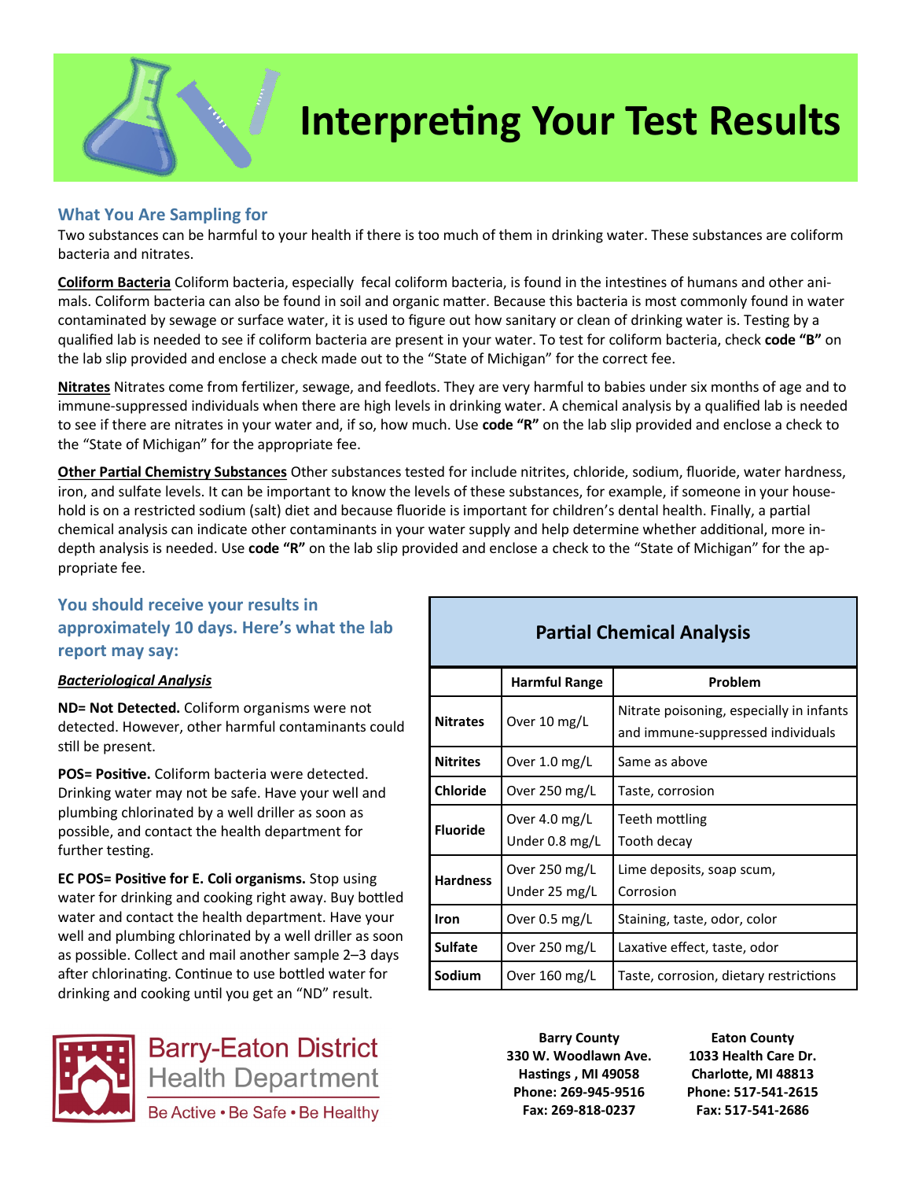# Interpreting Your Test Results

## What You Are Sampling for

Two substances can be harmful to your health if there is too much of them in drinking water. These substances are coliform bacteria and nitrates.

**Coliform Bacteria** Coliform bacteria, especially fecal coliform bacteria, is found in the intestines of humans and other animals. Coliform bacteria can also be found in soil and organic matter. Because this bacteria is most commonly found in water contaminated by sewage or surface water, it is used to figure out how sanitary or clean of drinking water is. Testing by a qualified lab is needed to see if coliform bacteria are present in your water. To test for coliform bacteria, check **code "B"** on the lab slip provided and enclose a check made out to the "State of Michigan" for the correct fee.

**Nitrates** Nitrates come from fertilizer, sewage, and feedlots. They are very harmful to babies under six months of age and to immune-suppressed individuals when there are high levels in drinking water. A chemical analysis by a qualified lab is needed to see if there are nitrates in your water and, if so, how much. Use **code "R"** on the lab slip provided and enclose a check to the "State of Michigan" for the appropriate fee.

**Other Partial Chemistry Substances** Other substances tested for include nitrites, chloride, sodium, fluoride, water hardness, iron, and sulfate levels. It can be important to know the levels of these substances, for example, if someone in your household is on a restricted sodium (salt) diet and because fluoride is important for children's dental health. Finally, a partial chemical analysis can indicate other contaminants in your water supply and help determine whether additional, more in-depth analysis is needed. Use **code "R"** on the lab slip provided and enclose a check to the "State of Michigan" for the appropriate fee.

## You should receive your results in approximately 10 days. Here's what the lab report may say:

***Bacteriological Analysis***

**ND= Not Detected.** Coliform organisms were not detected. However, other harmful contaminants could still be present.

**POS= Positive.** Coliform bacteria were detected. Drinking water may not be safe. Have your well and plumbing chlorinated by a well driller as soon as possible, and contact the health department for further testing.

**EC POS= Positive for E. Coli organisms.** Stop using water for drinking and cooking right away. Buy bottled water and contact the health department. Have your well and plumbing chlorinated by a well driller as soon as possible. Collect and mail another sample 2–3 days after chlorinating. Continue to use bottled water for drinking and cooking until you get an "ND" result.

### Partial Chemical Analysis

| | Harmful Range | Problem |
|---|---|---|
| **Nitrates** | Over 10 mg/L | Nitrate poisoning, especially in infants and immune-suppressed individuals |
| **Nitrites** | Over 1.0 mg/L | Same as above |
| **Chloride** | Over 250 mg/L | Taste, corrosion |
| **Fluoride** | Over 4.0 mg/L<br>Under 0.8 mg/L | Teeth mottling<br>Tooth decay |
| **Hardness** | Over 250 mg/L<br>Under 25 mg/L | Lime deposits, soap scum,<br>Corrosion |
| **Iron** | Over 0.5 mg/L | Staining, taste, odor, color |
| **Sulfate** | Over 250 mg/L | Laxative effect, taste, odor |
| **Sodium** | Over 160 mg/L | Taste, corrosion, dietary restrictions |

Barry-Eaton District Health Department

Be Active • Be Safe • Be Healthy

**Barry County**
**330 W. Woodlawn Ave.**
**Hastings , MI 49058**
**Phone: 269-945-9516**
**Fax: 269-818-0237**

**Eaton County**
**1033 Health Care Dr.**
**Charlotte, MI 48813**
**Phone: 517-541-2615**
**Fax: 517-541-2686**